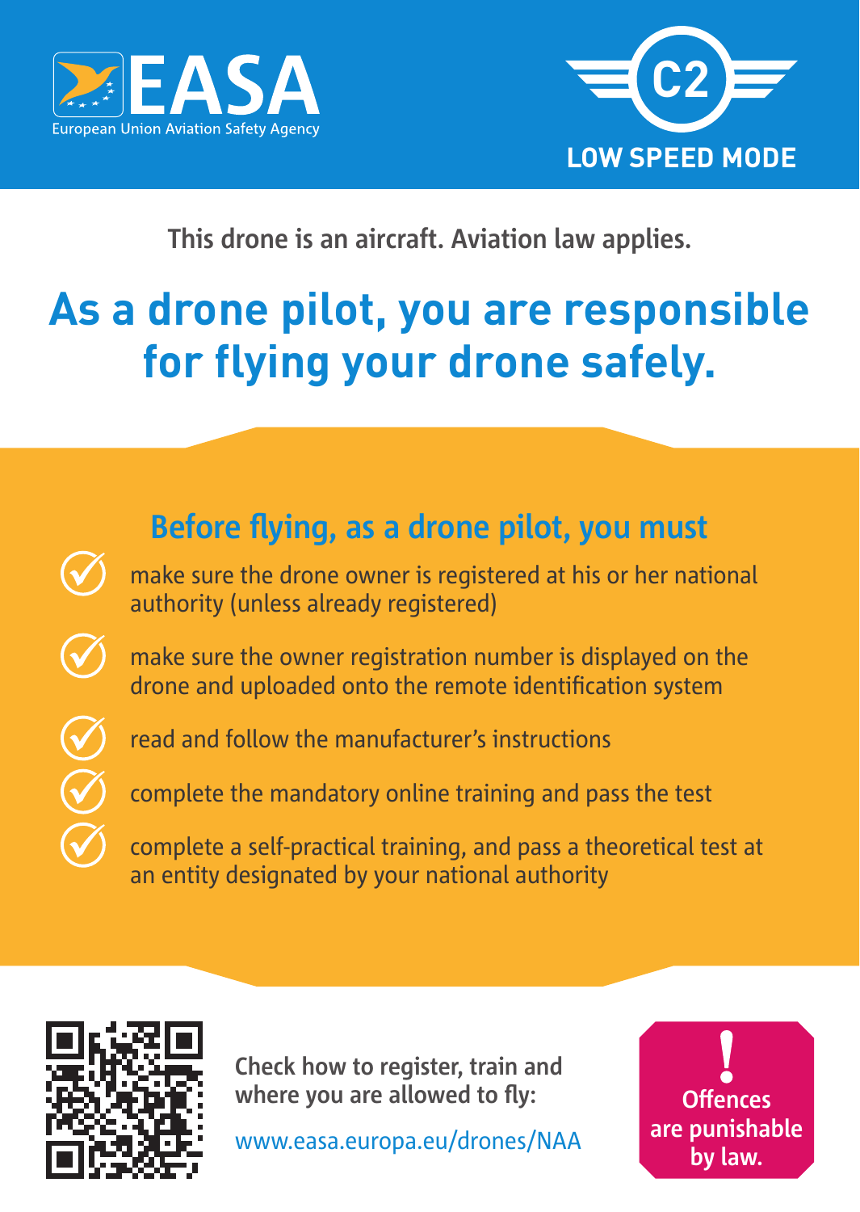EASA
European Union Aviation Safety Agency

C2
LOW SPEED MODE

This drone is an aircraft. Aviation law applies.

# As a drone pilot, you are responsible for flying your drone safely.

## Before flying, as a drone pilot, you must

- make sure the drone owner is registered at his or her national authority (unless already registered)
- make sure the owner registration number is displayed on the drone and uploaded onto the remote identification system
- read and follow the manufacturer's instructions
- complete the mandatory online training and pass the test
- complete a self-practical training, and pass a theoretical test at an entity designated by your national authority

**Check how to register, train and where you are allowed to fly:**

www.easa.europa.eu/drones/NAA

**! Offences are punishable by law.**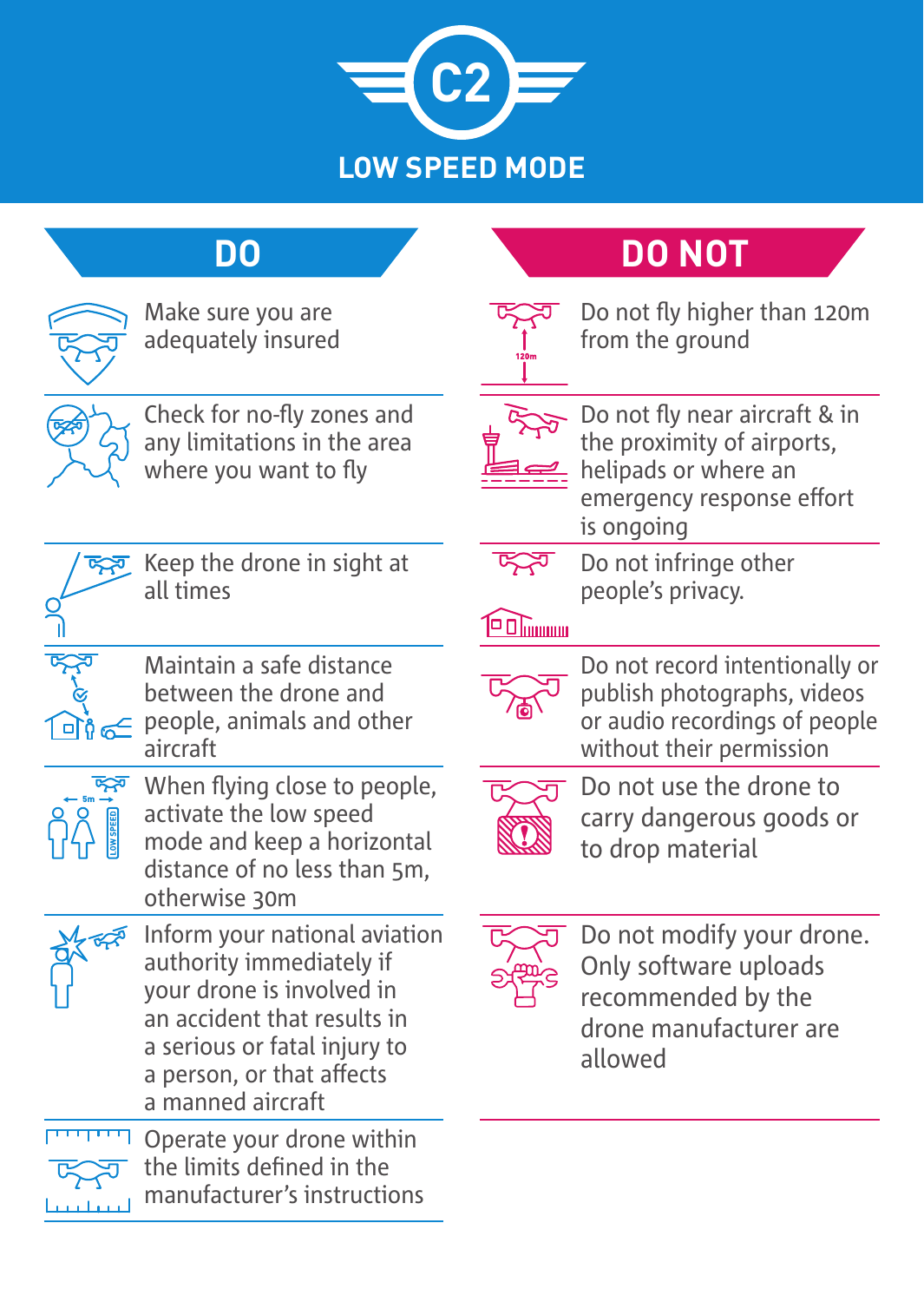# C2

## LOW SPEED MODE

### DO

- Make sure you are adequately insured
- Check for no-fly zones and any limitations in the area where you want to fly
- Keep the drone in sight at all times
- Maintain a safe distance between the drone and people, animals and other aircraft
- When flying close to people, activate the low speed mode and keep a horizontal distance of no less than 5m, otherwise 30m
- Inform your national aviation authority immediately if your drone is involved in an accident that results in a serious or fatal injury to a person, or that affects a manned aircraft
- Operate your drone within the limits defined in the manufacturer's instructions

### DO NOT

- Do not fly higher than 120m from the ground
- Do not fly near aircraft & in the proximity of airports, helipads or where an emergency response effort is ongoing
- Do not infringe other people's privacy.
- Do not record intentionally or publish photographs, videos or audio recordings of people without their permission
- Do not use the drone to carry dangerous goods or to drop material
- Do not modify your drone. Only software uploads recommended by the drone manufacturer are allowed